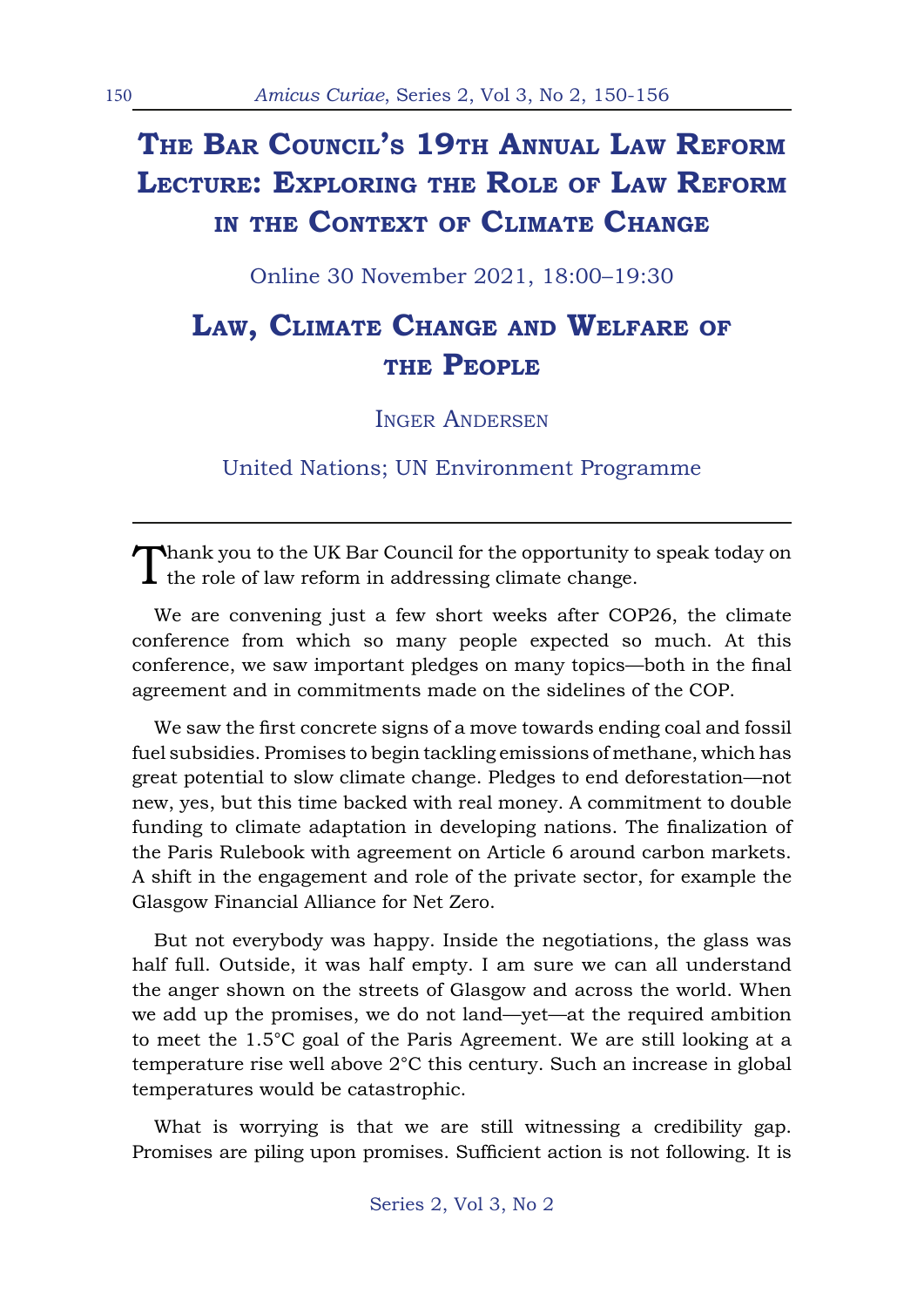# The Bar Council's 19th Annual Law Reform Lecture: Exploring the Role of Law Reform in the Context of Climate Change

Online 30 November 2021, 18:00–19:30

## Law, Climate Change and Welfare of the People

Inger Andersen

United Nations; UN Environment Programme

---

Thank you to the UK Bar Council for the opportunity to speak today on the role of law reform in addressing climate change.

We are convening just a few short weeks after COP26, the climate conference from which so many people expected so much. At this conference, we saw important pledges on many topics—both in the final agreement and in commitments made on the sidelines of the COP.

We saw the first concrete signs of a move towards ending coal and fossil fuel subsidies. Promises to begin tackling emissions of methane, which has great potential to slow climate change. Pledges to end deforestation—not new, yes, but this time backed with real money. A commitment to double funding to climate adaptation in developing nations. The finalization of the Paris Rulebook with agreement on Article 6 around carbon markets. A shift in the engagement and role of the private sector, for example the Glasgow Financial Alliance for Net Zero.

But not everybody was happy. Inside the negotiations, the glass was half full. Outside, it was half empty. I am sure we can all understand the anger shown on the streets of Glasgow and across the world. When we add up the promises, we do not land—yet—at the required ambition to meet the 1.5°C goal of the Paris Agreement. We are still looking at a temperature rise well above 2°C this century. Such an increase in global temperatures would be catastrophic.

What is worrying is that we are still witnessing a credibility gap. Promises are piling upon promises. Sufficient action is not following. It is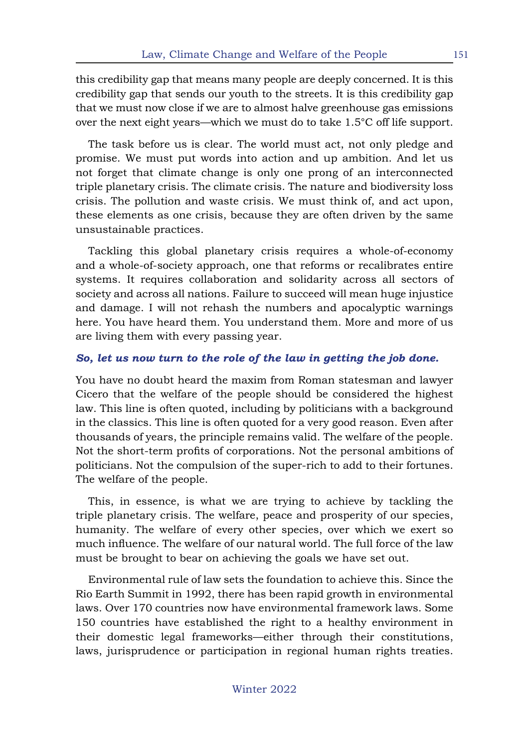this credibility gap that means many people are deeply concerned. It is this credibility gap that sends our youth to the streets. It is this credibility gap that we must now close if we are to almost halve greenhouse gas emissions over the next eight years—which we must do to take 1.5°C off life support.

The task before us is clear. The world must act, not only pledge and promise. We must put words into action and up ambition. And let us not forget that climate change is only one prong of an interconnected triple planetary crisis. The climate crisis. The nature and biodiversity loss crisis. The pollution and waste crisis. We must think of, and act upon, these elements as one crisis, because they are often driven by the same unsustainable practices.

Tackling this global planetary crisis requires a whole-of-economy and a whole-of-society approach, one that reforms or recalibrates entire systems. It requires collaboration and solidarity across all sectors of society and across all nations. Failure to succeed will mean huge injustice and damage. I will not rehash the numbers and apocalyptic warnings here. You have heard them. You understand them. More and more of us are living them with every passing year.

***So, let us now turn to the role of the law in getting the job done.***

You have no doubt heard the maxim from Roman statesman and lawyer Cicero that the welfare of the people should be considered the highest law. This line is often quoted, including by politicians with a background in the classics. This line is often quoted for a very good reason. Even after thousands of years, the principle remains valid. The welfare of the people. Not the short-term profits of corporations. Not the personal ambitions of politicians. Not the compulsion of the super-rich to add to their fortunes. The welfare of the people.

This, in essence, is what we are trying to achieve by tackling the triple planetary crisis. The welfare, peace and prosperity of our species, humanity. The welfare of every other species, over which we exert so much influence. The welfare of our natural world. The full force of the law must be brought to bear on achieving the goals we have set out.

Environmental rule of law sets the foundation to achieve this. Since the Rio Earth Summit in 1992, there has been rapid growth in environmental laws. Over 170 countries now have environmental framework laws. Some 150 countries have established the right to a healthy environment in their domestic legal frameworks—either through their constitutions, laws, jurisprudence or participation in regional human rights treaties.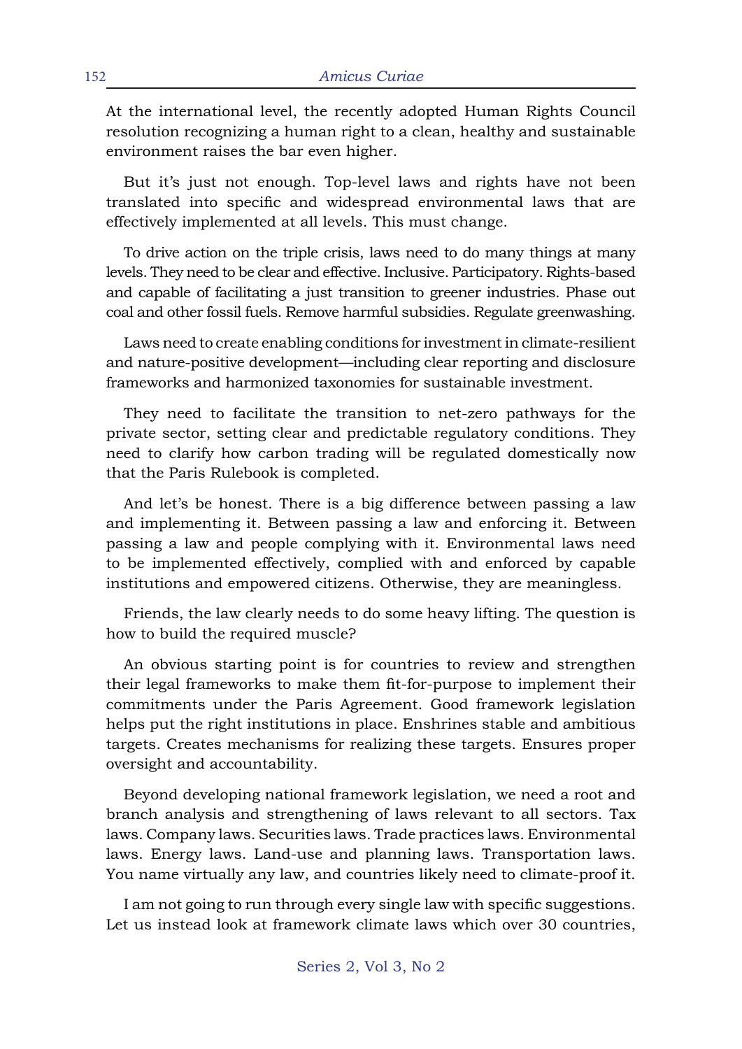At the international level, the recently adopted Human Rights Council resolution recognizing a human right to a clean, healthy and sustainable environment raises the bar even higher.

But it's just not enough. Top-level laws and rights have not been translated into specific and widespread environmental laws that are effectively implemented at all levels. This must change.

To drive action on the triple crisis, laws need to do many things at many levels. They need to be clear and effective. Inclusive. Participatory. Rights-based and capable of facilitating a just transition to greener industries. Phase out coal and other fossil fuels. Remove harmful subsidies. Regulate greenwashing.

Laws need to create enabling conditions for investment in climate-resilient and nature-positive development—including clear reporting and disclosure frameworks and harmonized taxonomies for sustainable investment.

They need to facilitate the transition to net-zero pathways for the private sector, setting clear and predictable regulatory conditions. They need to clarify how carbon trading will be regulated domestically now that the Paris Rulebook is completed.

And let's be honest. There is a big difference between passing a law and implementing it. Between passing a law and enforcing it. Between passing a law and people complying with it. Environmental laws need to be implemented effectively, complied with and enforced by capable institutions and empowered citizens. Otherwise, they are meaningless.

Friends, the law clearly needs to do some heavy lifting. The question is how to build the required muscle?

An obvious starting point is for countries to review and strengthen their legal frameworks to make them fit-for-purpose to implement their commitments under the Paris Agreement. Good framework legislation helps put the right institutions in place. Enshrines stable and ambitious targets. Creates mechanisms for realizing these targets. Ensures proper oversight and accountability.

Beyond developing national framework legislation, we need a root and branch analysis and strengthening of laws relevant to all sectors. Tax laws. Company laws. Securities laws. Trade practices laws. Environmental laws. Energy laws. Land-use and planning laws. Transportation laws. You name virtually any law, and countries likely need to climate-proof it.

I am not going to run through every single law with specific suggestions. Let us instead look at framework climate laws which over 30 countries,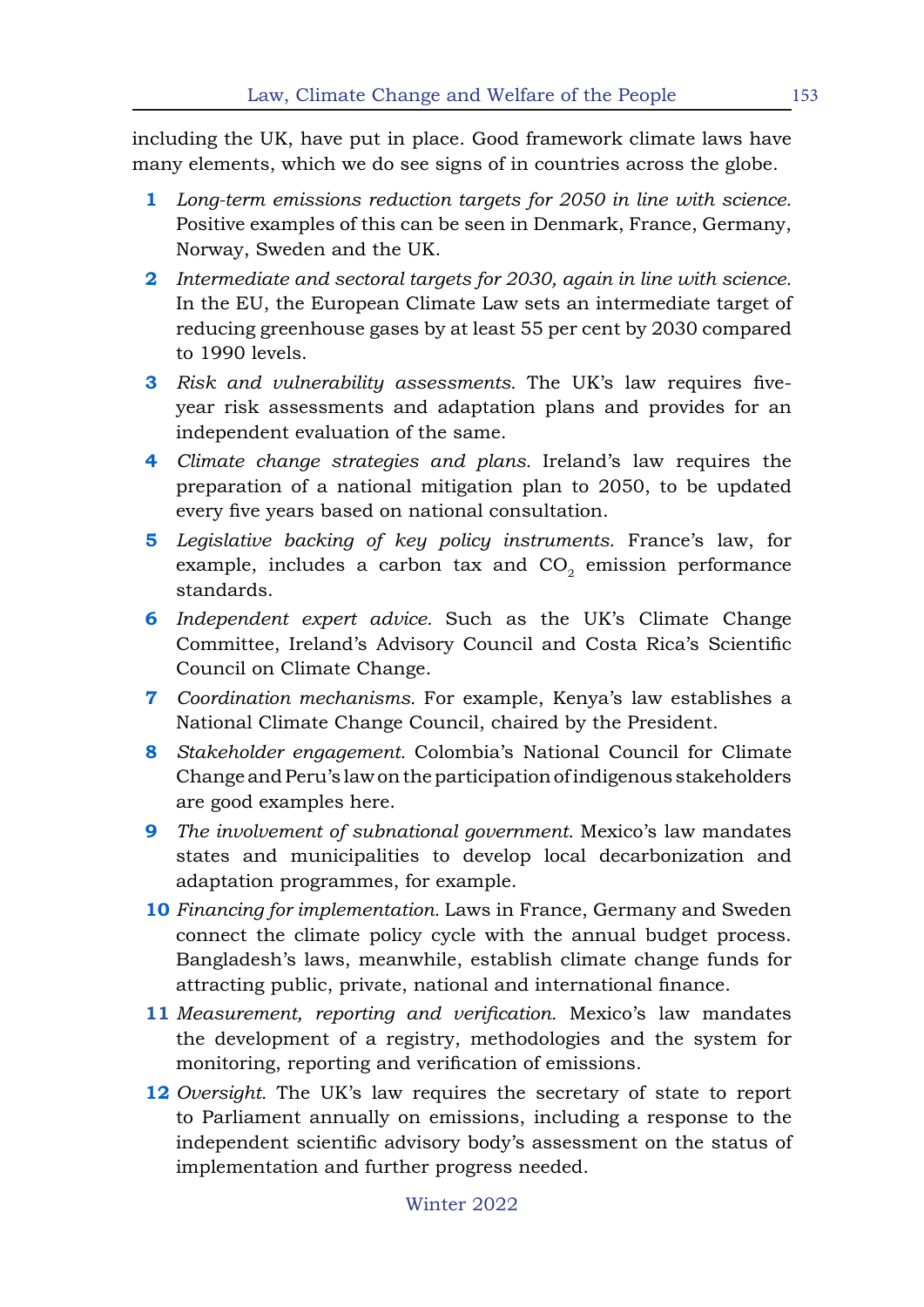including the UK, have put in place. Good framework climate laws have many elements, which we do see signs of in countries across the globe.

1. *Long-term emissions reduction targets for 2050 in line with science.* Positive examples of this can be seen in Denmark, France, Germany, Norway, Sweden and the UK.
2. *Intermediate and sectoral targets for 2030, again in line with science.* In the EU, the European Climate Law sets an intermediate target of reducing greenhouse gases by at least 55 per cent by 2030 compared to 1990 levels.
3. *Risk and vulnerability assessments.* The UK's law requires five-year risk assessments and adaptation plans and provides for an independent evaluation of the same.
4. *Climate change strategies and plans.* Ireland's law requires the preparation of a national mitigation plan to 2050, to be updated every five years based on national consultation.
5. *Legislative backing of key policy instruments.* France's law, for example, includes a carbon tax and $CO_2$ emission performance standards.
6. *Independent expert advice.* Such as the UK's Climate Change Committee, Ireland's Advisory Council and Costa Rica's Scientific Council on Climate Change.
7. *Coordination mechanisms.* For example, Kenya's law establishes a National Climate Change Council, chaired by the President.
8. *Stakeholder engagement.* Colombia's National Council for Climate Change and Peru's law on the participation of indigenous stakeholders are good examples here.
9. *The involvement of subnational government.* Mexico's law mandates states and municipalities to develop local decarbonization and adaptation programmes, for example.
10. *Financing for implementation.* Laws in France, Germany and Sweden connect the climate policy cycle with the annual budget process. Bangladesh's laws, meanwhile, establish climate change funds for attracting public, private, national and international finance.
11. *Measurement, reporting and verification.* Mexico's law mandates the development of a registry, methodologies and the system for monitoring, reporting and verification of emissions.
12. *Oversight.* The UK's law requires the secretary of state to report to Parliament annually on emissions, including a response to the independent scientific advisory body's assessment on the status of implementation and further progress needed.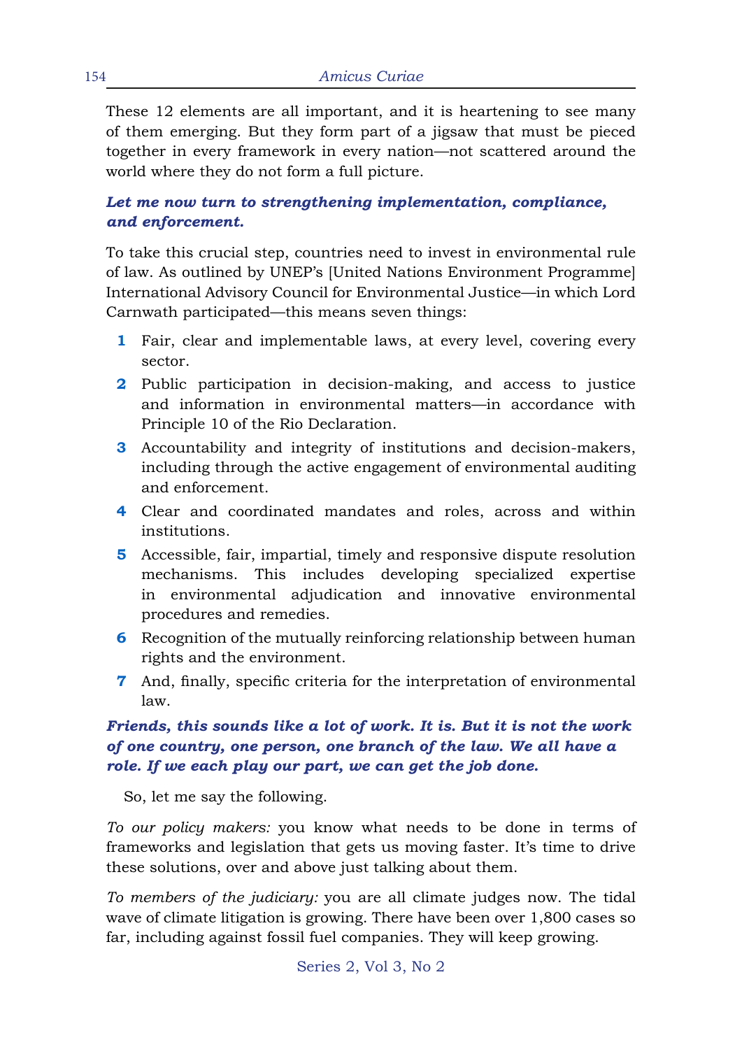These 12 elements are all important, and it is heartening to see many of them emerging. But they form part of a jigsaw that must be pieced together in every framework in every nation—not scattered around the world where they do not form a full picture.

***Let me now turn to strengthening implementation, compliance, and enforcement.***

To take this crucial step, countries need to invest in environmental rule of law. As outlined by UNEP's [United Nations Environment Programme] International Advisory Council for Environmental Justice—in which Lord Carnwath participated—this means seven things:

1. Fair, clear and implementable laws, at every level, covering every sector.
2. Public participation in decision-making, and access to justice and information in environmental matters—in accordance with Principle 10 of the Rio Declaration.
3. Accountability and integrity of institutions and decision-makers, including through the active engagement of environmental auditing and enforcement.
4. Clear and coordinated mandates and roles, across and within institutions.
5. Accessible, fair, impartial, timely and responsive dispute resolution mechanisms. This includes developing specialized expertise in environmental adjudication and innovative environmental procedures and remedies.
6. Recognition of the mutually reinforcing relationship between human rights and the environment.
7. And, finally, specific criteria for the interpretation of environmental law.

***Friends, this sounds like a lot of work. It is. But it is not the work of one country, one person, one branch of the law. We all have a role. If we each play our part, we can get the job done.***

So, let me say the following.

*To our policy makers:* you know what needs to be done in terms of frameworks and legislation that gets us moving faster. It's time to drive these solutions, over and above just talking about them.

*To members of the judiciary:* you are all climate judges now. The tidal wave of climate litigation is growing. There have been over 1,800 cases so far, including against fossil fuel companies. They will keep growing.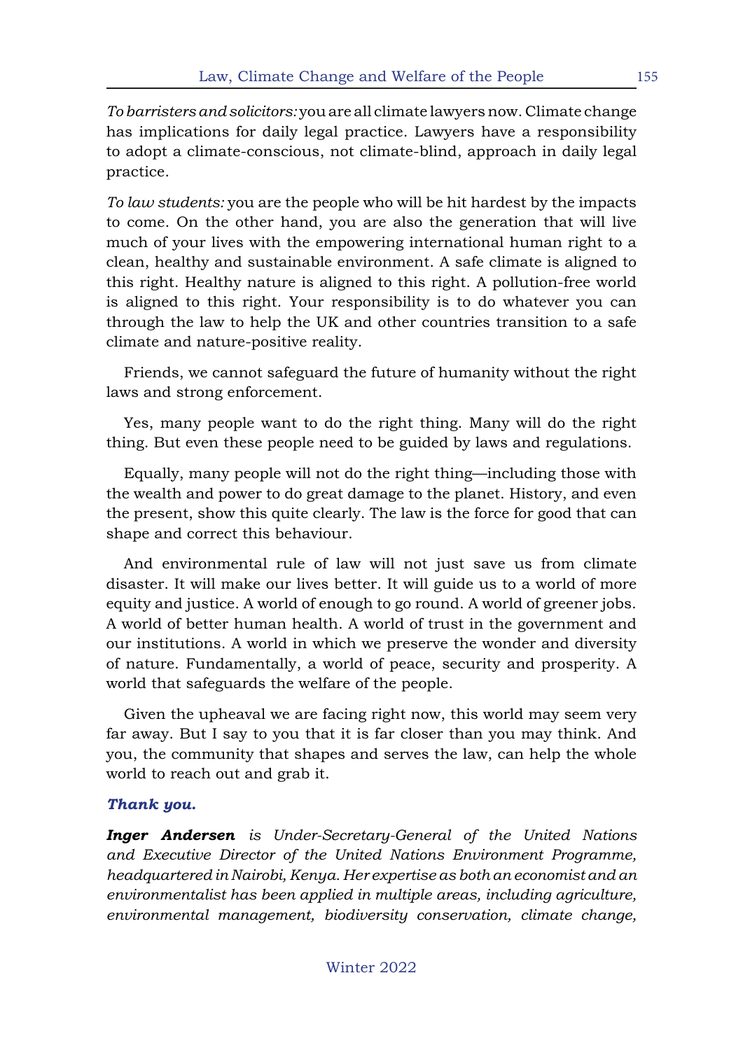*To barristers and solicitors:* you are all climate lawyers now. Climate change has implications for daily legal practice. Lawyers have a responsibility to adopt a climate-conscious, not climate-blind, approach in daily legal practice.

*To law students:* you are the people who will be hit hardest by the impacts to come. On the other hand, you are also the generation that will live much of your lives with the empowering international human right to a clean, healthy and sustainable environment. A safe climate is aligned to this right. Healthy nature is aligned to this right. A pollution-free world is aligned to this right. Your responsibility is to do whatever you can through the law to help the UK and other countries transition to a safe climate and nature-positive reality.

Friends, we cannot safeguard the future of humanity without the right laws and strong enforcement.

Yes, many people want to do the right thing. Many will do the right thing. But even these people need to be guided by laws and regulations.

Equally, many people will not do the right thing—including those with the wealth and power to do great damage to the planet. History, and even the present, show this quite clearly. The law is the force for good that can shape and correct this behaviour.

And environmental rule of law will not just save us from climate disaster. It will make our lives better. It will guide us to a world of more equity and justice. A world of enough to go round. A world of greener jobs. A world of better human health. A world of trust in the government and our institutions. A world in which we preserve the wonder and diversity of nature. Fundamentally, a world of peace, security and prosperity. A world that safeguards the welfare of the people.

Given the upheaval we are facing right now, this world may seem very far away. But I say to you that it is far closer than you may think. And you, the community that shapes and serves the law, can help the whole world to reach out and grab it.

***Thank you.***

***Inger Andersen*** *is Under-Secretary-General of the United Nations and Executive Director of the United Nations Environment Programme, headquartered in Nairobi, Kenya. Her expertise as both an economist and an environmentalist has been applied in multiple areas, including agriculture, environmental management, biodiversity conservation, climate change,*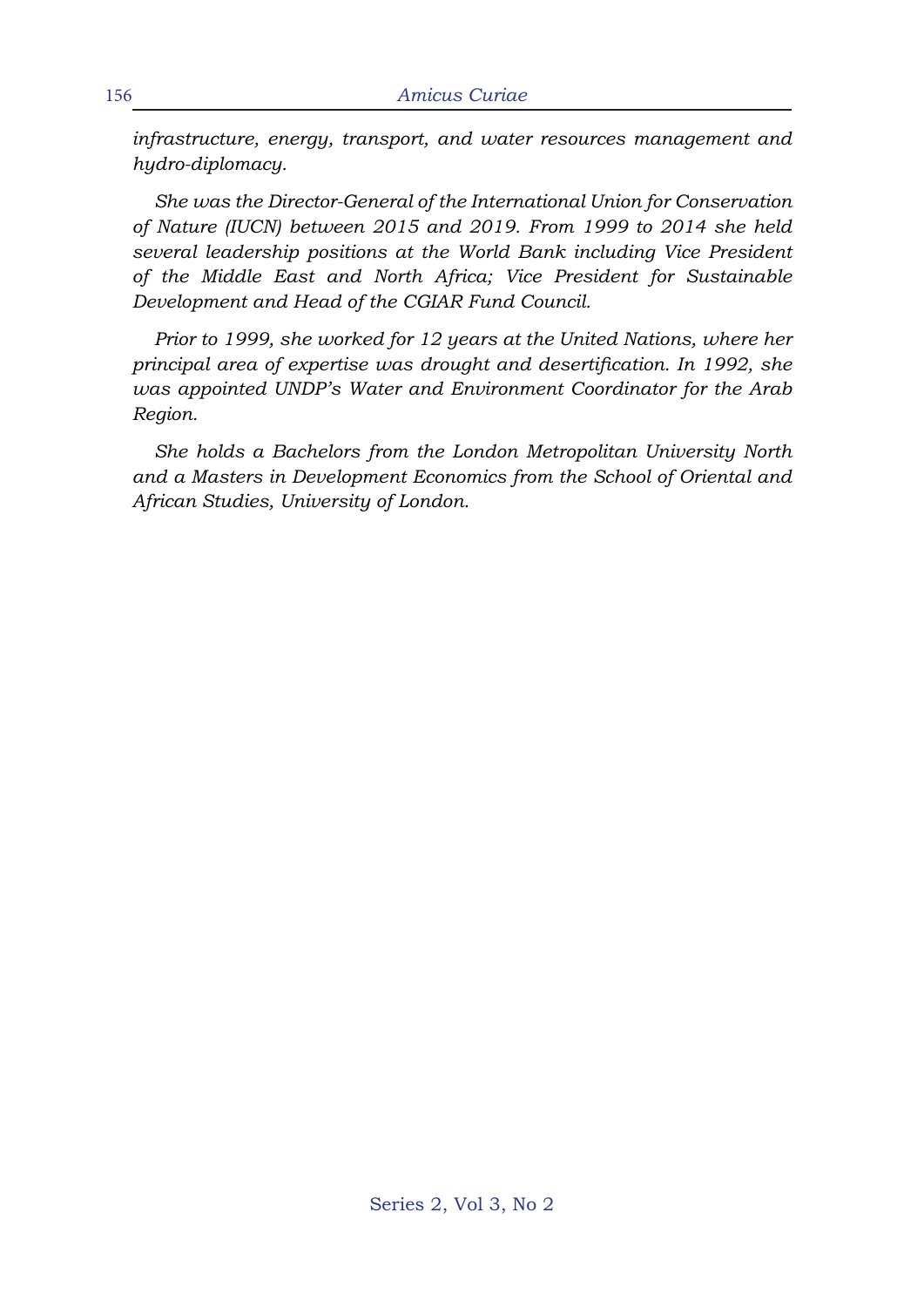*infrastructure, energy, transport, and water resources management and hydro-diplomacy.*

*She was the Director-General of the International Union for Conservation of Nature (IUCN) between 2015 and 2019. From 1999 to 2014 she held several leadership positions at the World Bank including Vice President of the Middle East and North Africa; Vice President for Sustainable Development and Head of the CGIAR Fund Council.*

*Prior to 1999, she worked for 12 years at the United Nations, where her principal area of expertise was drought and desertification. In 1992, she was appointed UNDP's Water and Environment Coordinator for the Arab Region.*

*She holds a Bachelors from the London Metropolitan University North and a Masters in Development Economics from the School of Oriental and African Studies, University of London.*